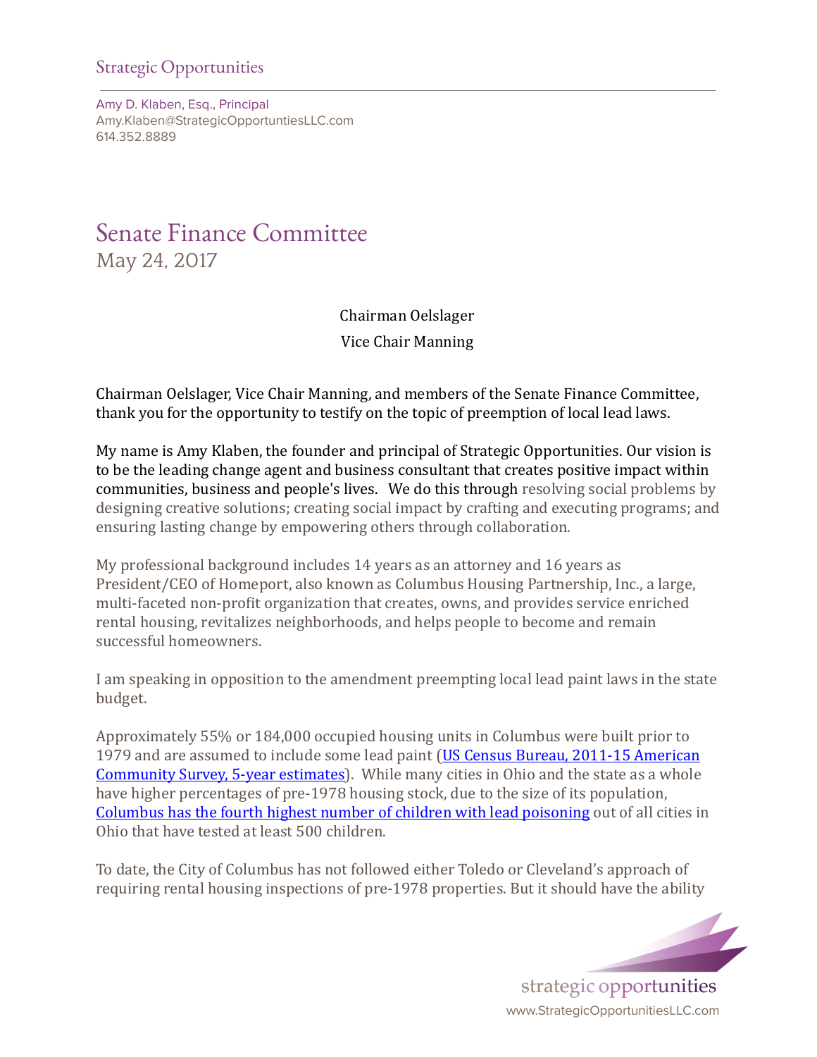Strategic Opportunities

Amy D. Klaben, Esq., Principal
Amy.Klaben@StrategicOpportuntiesLLC.com
614.352.8889

# Senate Finance Committee

May 24, 2017

Chairman Oelslager

Vice Chair Manning

Chairman Oelslager, Vice Chair Manning, and members of the Senate Finance Committee, thank you for the opportunity to testify on the topic of preemption of local lead laws.

My name is Amy Klaben, the founder and principal of Strategic Opportunities. Our vision is to be the leading change agent and business consultant that creates positive impact within communities, business and people's lives. We do this through resolving social problems by designing creative solutions; creating social impact by crafting and executing programs; and ensuring lasting change by empowering others through collaboration.

My professional background includes 14 years as an attorney and 16 years as President/CEO of Homeport, also known as Columbus Housing Partnership, Inc., a large, multi-faceted non-profit organization that creates, owns, and provides service enriched rental housing, revitalizes neighborhoods, and helps people to become and remain successful homeowners.

I am speaking in opposition to the amendment preempting local lead paint laws in the state budget.

Approximately 55% or 184,000 occupied housing units in Columbus were built prior to 1979 and are assumed to include some lead paint (US Census Bureau, 2011-15 American Community Survey, 5-year estimates). While many cities in Ohio and the state as a whole have higher percentages of pre-1978 housing stock, due to the size of its population, Columbus has the fourth highest number of children with lead poisoning out of all cities in Ohio that have tested at least 500 children.

To date, the City of Columbus has not followed either Toledo or Cleveland's approach of requiring rental housing inspections of pre-1978 properties. But it should have the ability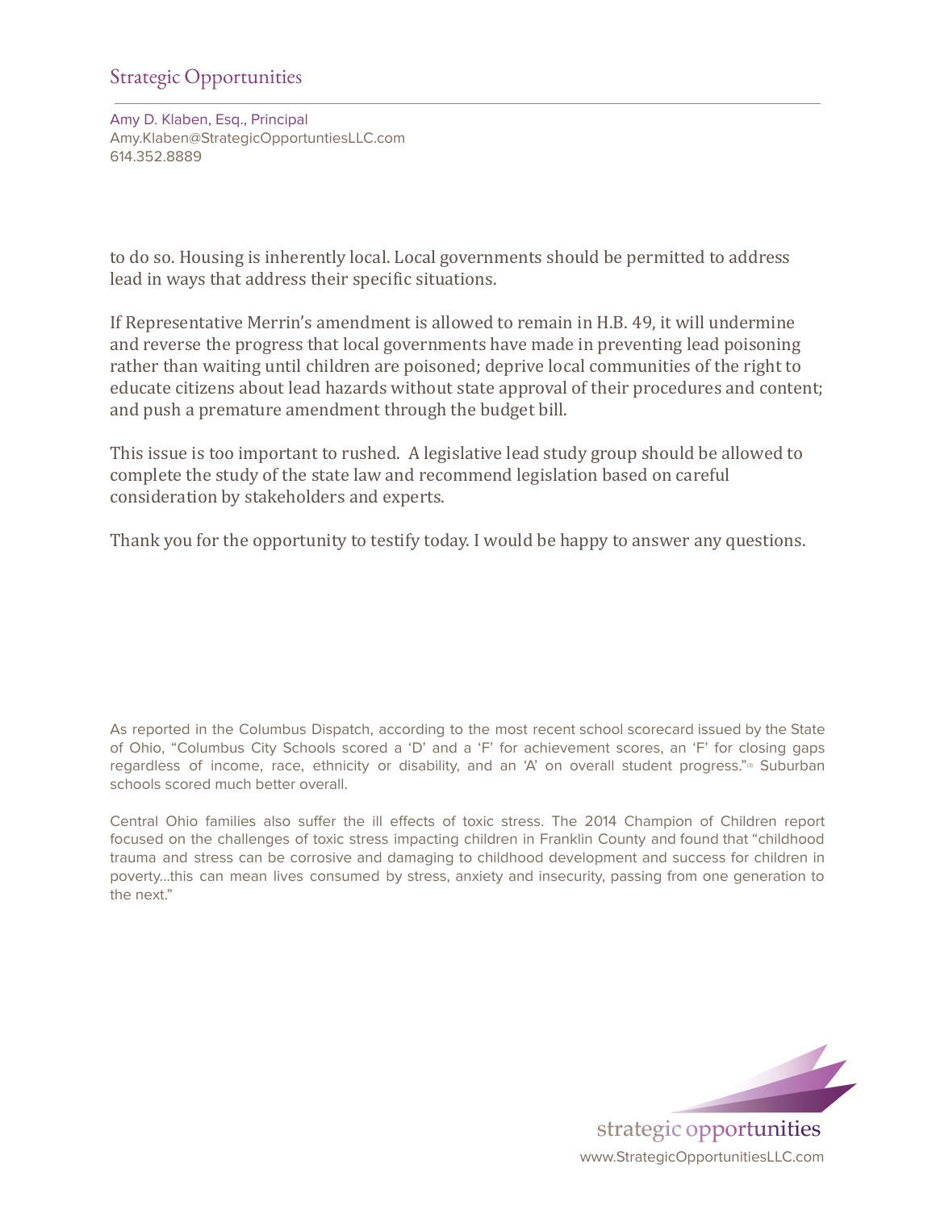to do so. Housing is inherently local. Local governments should be permitted to address lead in ways that address their specific situations.

If Representative Merrin's amendment is allowed to remain in H.B. 49, it will undermine and reverse the progress that local governments have made in preventing lead poisoning rather than waiting until children are poisoned; deprive local communities of the right to educate citizens about lead hazards without state approval of their procedures and content; and push a premature amendment through the budget bill.

This issue is too important to rushed. A legislative lead study group should be allowed to complete the study of the state law and recommend legislation based on careful consideration by stakeholders and experts.

Thank you for the opportunity to testify today. I would be happy to answer any questions.

As reported in the Columbus Dispatch, according to the most recent school scorecard issued by the State of Ohio, "Columbus City Schools scored a 'D' and a 'F' for achievement scores, an 'F' for closing gaps regardless of income, race, ethnicity or disability, and an 'A' on overall student progress."[3] Suburban schools scored much better overall.

Central Ohio families also suffer the ill effects of toxic stress. The 2014 Champion of Children report focused on the challenges of toxic stress impacting children in Franklin County and found that "childhood trauma and stress can be corrosive and damaging to childhood development and success for children in poverty...this can mean lives consumed by stress, anxiety and insecurity, passing from one generation to the next."